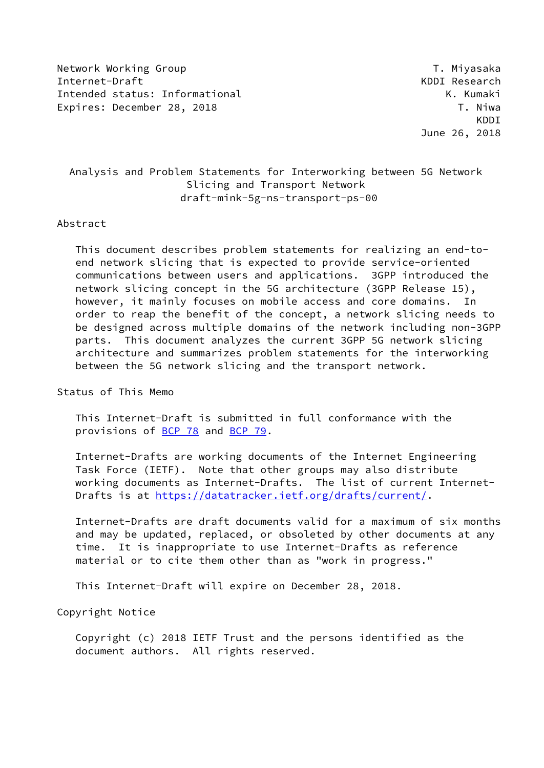Network Working Group T. Miyasaka
Internet-Draft KDDI Research
Intended status: Informational K. Kumaki
Expires: December 28, 2018 T. Niwa
KDDI
June 26, 2018

# Analysis and Problem Statements for Interworking between 5G Network Slicing and Transport Network

draft-mink-5g-ns-transport-ps-00

## Abstract

This document describes problem statements for realizing an end-to-end network slicing that is expected to provide service-oriented communications between users and applications. 3GPP introduced the network slicing concept in the 5G architecture (3GPP Release 15), however, it mainly focuses on mobile access and core domains. In order to reap the benefit of the concept, a network slicing needs to be designed across multiple domains of the network including non-3GPP parts. This document analyzes the current 3GPP 5G network slicing architecture and summarizes problem statements for the interworking between the 5G network slicing and the transport network.

## Status of This Memo

This Internet-Draft is submitted in full conformance with the provisions of BCP 78 and BCP 79.

Internet-Drafts are working documents of the Internet Engineering Task Force (IETF). Note that other groups may also distribute working documents as Internet-Drafts. The list of current Internet-Drafts is at https://datatracker.ietf.org/drafts/current/.

Internet-Drafts are draft documents valid for a maximum of six months and may be updated, replaced, or obsoleted by other documents at any time. It is inappropriate to use Internet-Drafts as reference material or to cite them other than as "work in progress."

This Internet-Draft will expire on December 28, 2018.

## Copyright Notice

Copyright (c) 2018 IETF Trust and the persons identified as the document authors. All rights reserved.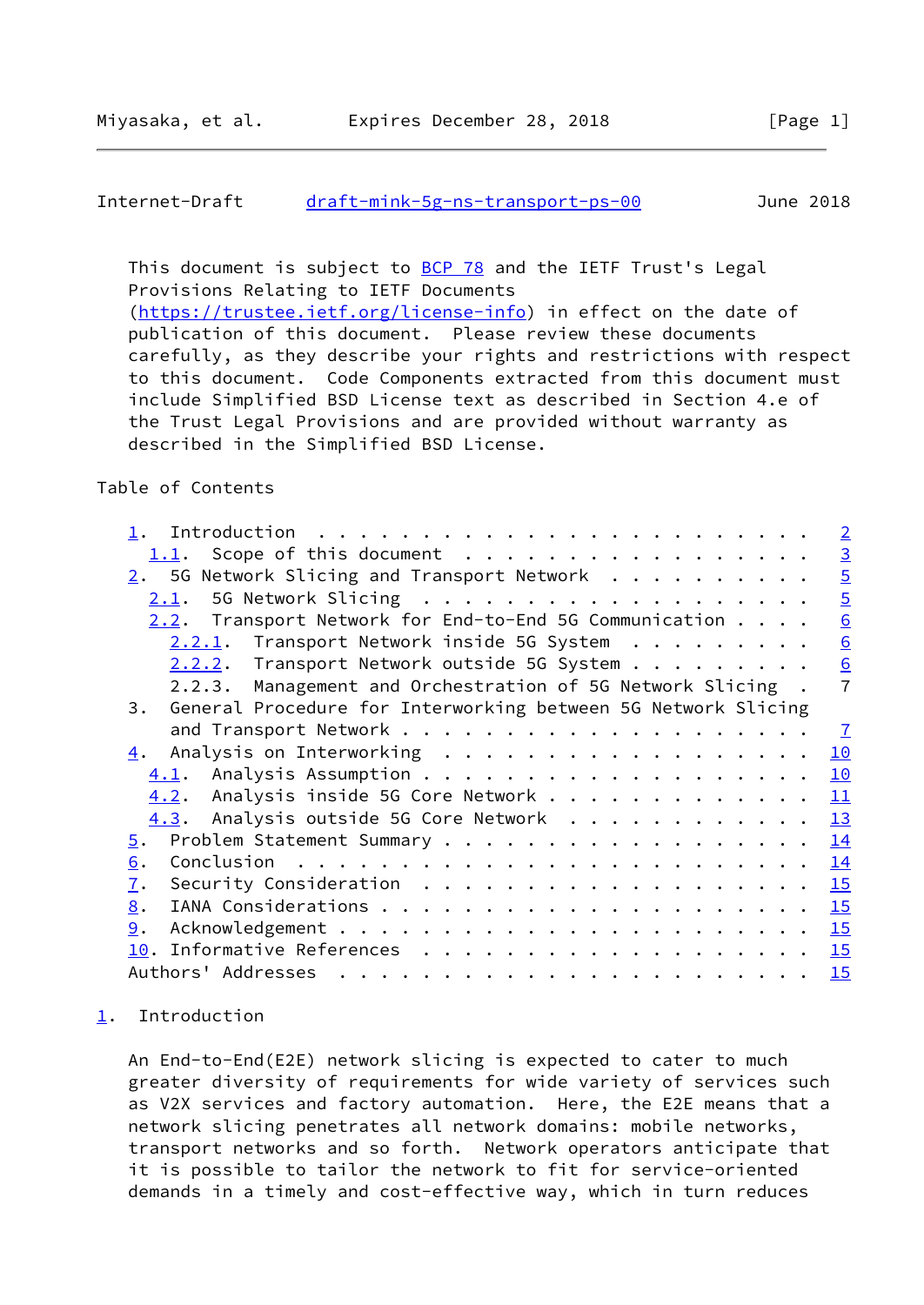This document is subject to BCP 78 and the IETF Trust's Legal Provisions Relating to IETF Documents (https://trustee.ietf.org/license-info) in effect on the date of publication of this document. Please review these documents carefully, as they describe your rights and restrictions with respect to this document. Code Components extracted from this document must include Simplified BSD License text as described in Section 4.e of the Trust Legal Provisions and are provided without warranty as described in the Simplified BSD License.

## Table of Contents

```
1.  Introduction . . . . . . . . . . . . . . . . . . . . . . . .   2
  1.1.  Scope of this document  . . . . . . . . . . . . . . . . .   3
2.  5G Network Slicing and Transport Network  . . . . . . . . . .   5
  2.1.  5G Network Slicing  . . . . . . . . . . . . . . . . . . .   5
  2.2.  Transport Network for End-to-End 5G Communication . . . .   6
    2.2.1.  Transport Network inside 5G System  . . . . . . . . .   6
    2.2.2.  Transport Network outside 5G System . . . . . . . . .   6
    2.2.3.  Management and Orchestration of 5G Network Slicing  .   7
3.  General Procedure for Interworking between 5G Network Slicing
    and Transport Network . . . . . . . . . . . . . . . . . . . .   7
4.  Analysis on Interworking  . . . . . . . . . . . . . . . . . .  10
  4.1.  Analysis Assumption . . . . . . . . . . . . . . . . . . .  10
  4.2.  Analysis inside 5G Core Network . . . . . . . . . . . . .  11
  4.3.  Analysis outside 5G Core Network  . . . . . . . . . . . .  13
5.  Problem Statement Summary . . . . . . . . . . . . . . . . . .  14
6.  Conclusion  . . . . . . . . . . . . . . . . . . . . . . . . .  14
7.  Security Consideration  . . . . . . . . . . . . . . . . . . .  15
8.  IANA Considerations . . . . . . . . . . . . . . . . . . . . .  15
9.  Acknowledgement . . . . . . . . . . . . . . . . . . . . . . .  15
10. Informative References  . . . . . . . . . . . . . . . . . . .  15
Authors' Addresses  . . . . . . . . . . . . . . . . . . . . . . .  15
```

## 1. Introduction

An End-to-End(E2E) network slicing is expected to cater to much greater diversity of requirements for wide variety of services such as V2X services and factory automation. Here, the E2E means that a network slicing penetrates all network domains: mobile networks, transport networks and so forth. Network operators anticipate that it is possible to tailor the network to fit for service-oriented demands in a timely and cost-effective way, which in turn reduces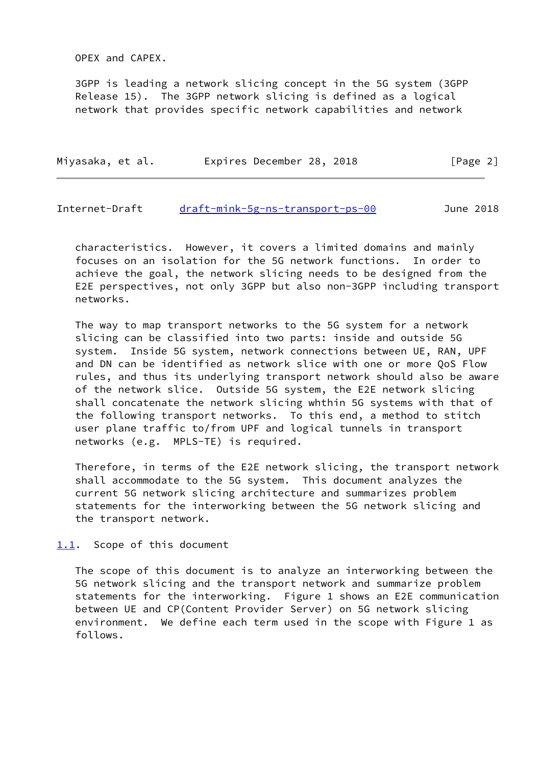OPEX and CAPEX.

3GPP is leading a network slicing concept in the 5G system (3GPP Release 15). The 3GPP network slicing is defined as a logical network that provides specific network capabilities and network characteristics. However, it covers a limited domains and mainly focuses on an isolation for the 5G network functions. In order to achieve the goal, the network slicing needs to be designed from the E2E perspectives, not only 3GPP but also non-3GPP including transport networks.

The way to map transport networks to the 5G system for a network slicing can be classified into two parts: inside and outside 5G system. Inside 5G system, network connections between UE, RAN, UPF and DN can be identified as network slice with one or more QoS Flow rules, and thus its underlying transport network should also be aware of the network slice. Outside 5G system, the E2E network slicing shall concatenate the network slicing whthin 5G systems with that of the following transport networks. To this end, a method to stitch user plane traffic to/from UPF and logical tunnels in transport networks (e.g. MPLS-TE) is required.

Therefore, in terms of the E2E network slicing, the transport network shall accommodate to the 5G system. This document analyzes the current 5G network slicing architecture and summarizes problem statements for the interworking between the 5G network slicing and the transport network.

## 1.1. Scope of this document

The scope of this document is to analyze an interworking between the 5G network slicing and the transport network and summarize problem statements for the interworking. Figure 1 shows an E2E communication between UE and CP(Content Provider Server) on 5G network slicing environment. We define each term used in the scope with Figure 1 as follows.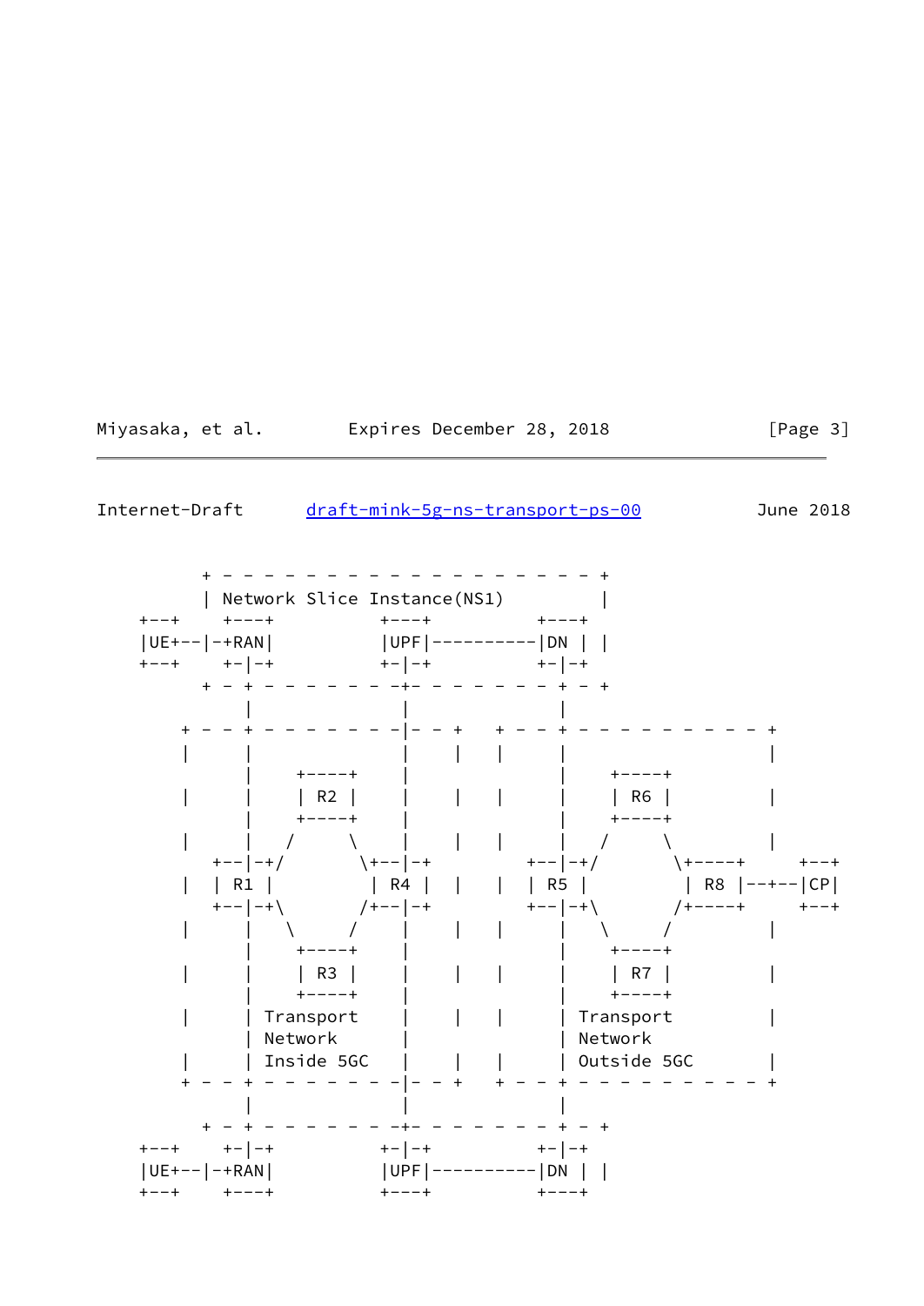```
       + - - - - - - - - - - - - - - - - - - +
       | Network Slice Instance(NS1)         |
 +--+    +---+          +---+          +---+
 |UE+--|-+RAN|          |UPF|----------|DN | |
 +--+    +-|-+          +-|-+          +-|-+
       + - + - - - - - - -+- - - - - - - + - - +
           |              |              |
     + - - + - - - - - - -|- - +   + - - + - - - - - - - - - - +
     |     |              |    |   |     |                     |
           |    +----+    |          |    +----+
     |     |    | R2 |    |    |   |     |    | R6 |            |
           |    +----+    |          |    +----+
     |     |   /      \   |    |   |     |   /      \          |
        +--|-+/        \+--|-+       +--|-+/        \+----+     +--+
     |  | R1 |          | R4 |  |   |  | R5 |          | R8 |--+--|CP|
        +--|-+\        /+--|-+       +--|-+\        /+----+     +--+
     |     |   \      /   |    |   |     |   \      /          |
           |    +----+    |          |    +----+
     |     |    | R3 |    |    |   |     |    | R7 |            |
           |    +----+    |          |    +----+
     |     | Transport    |    |   |     | Transport           |
           | Network      |          | Network
     |     | Inside 5GC   |    |   |     | Outside 5GC         |
     + - - + - - - - - - -|- - +   + - - + - - - - - - - - - - +
           |              |              |
       + - + - - - - - - -+- - - - - - - + - - +
 +--+    +-|-+          +-|-+          +-|-+
 |UE+--|-+RAN|          |UPF|----------|DN | |
 +--+    +---+          +---+          +---+
```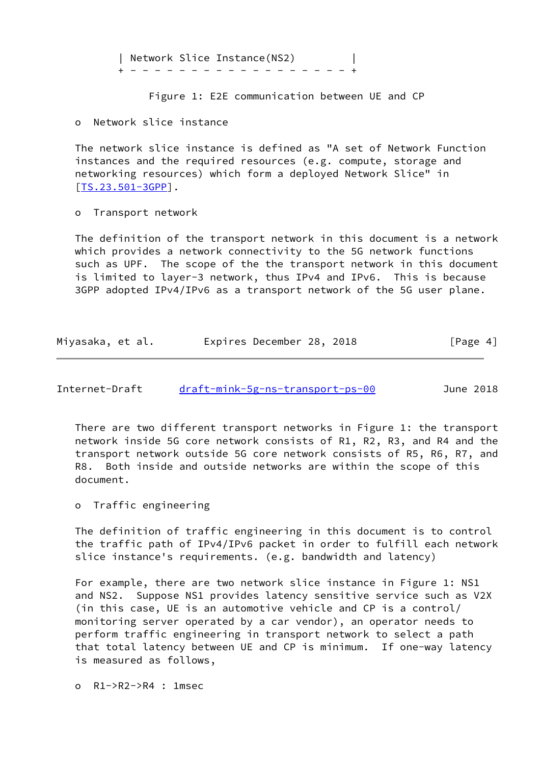```
| Network Slice Instance(NS2)         |
+ - - - - - - - - - - - - - - - - - - - +
```

Figure 1: E2E communication between UE and CP

- Network slice instance

The network slice instance is defined as "A set of Network Function instances and the required resources (e.g. compute, storage and networking resources) which form a deployed Network Slice" in [TS.23.501-3GPP].

- Transport network

The definition of the transport network in this document is a network which provides a network connectivity to the 5G network functions such as UPF. The scope of the the transport network in this document is limited to layer-3 network, thus IPv4 and IPv6. This is because 3GPP adopted IPv4/IPv6 as a transport network of the 5G user plane.

There are two different transport networks in Figure 1: the transport network inside 5G core network consists of R1, R2, R3, and R4 and the transport network outside 5G core network consists of R5, R6, R7, and R8. Both inside and outside networks are within the scope of this document.

- Traffic engineering

The definition of traffic engineering in this document is to control the traffic path of IPv4/IPv6 packet in order to fulfill each network slice instance's requirements. (e.g. bandwidth and latency)

For example, there are two network slice instance in Figure 1: NS1 and NS2. Suppose NS1 provides latency sensitive service such as V2X (in this case, UE is an automotive vehicle and CP is a control/monitoring server operated by a car vendor), an operator needs to perform traffic engineering in transport network to select a path that total latency between UE and CP is minimum. If one-way latency is measured as follows,

- R1->R2->R4 : 1msec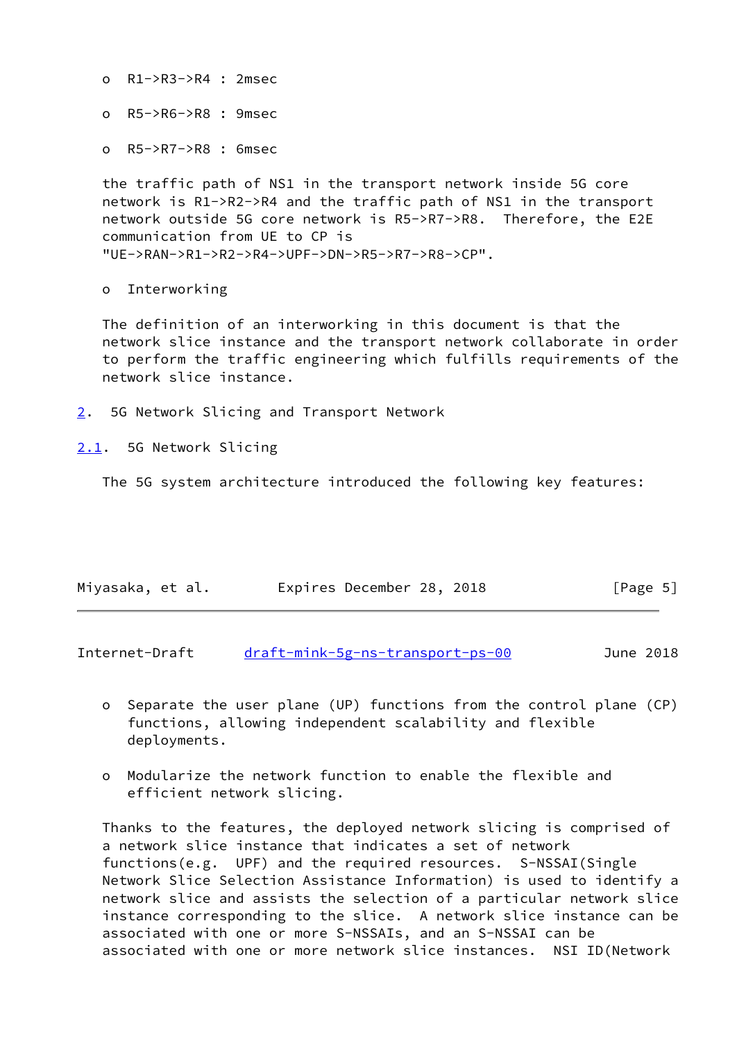- R1->R3->R4 : 2msec

- R5->R6->R8 : 9msec

- R5->R7->R8 : 6msec

the traffic path of NS1 in the transport network inside 5G core network is R1->R2->R4 and the traffic path of NS1 in the transport network outside 5G core network is R5->R7->R8. Therefore, the E2E communication from UE to CP is "UE->RAN->R1->R2->R4->UPF->DN->R5->R7->R8->CP".

- Interworking

The definition of an interworking in this document is that the network slice instance and the transport network collaborate in order to perform the traffic engineering which fulfills requirements of the network slice instance.

## 2. 5G Network Slicing and Transport Network

### 2.1. 5G Network Slicing

The 5G system architecture introduced the following key features:

- Separate the user plane (UP) functions from the control plane (CP) functions, allowing independent scalability and flexible deployments.

- Modularize the network function to enable the flexible and efficient network slicing.

Thanks to the features, the deployed network slicing is comprised of a network slice instance that indicates a set of network functions(e.g. UPF) and the required resources. S-NSSAI(Single Network Slice Selection Assistance Information) is used to identify a network slice and assists the selection of a particular network slice instance corresponding to the slice. A network slice instance can be associated with one or more S-NSSAIs, and an S-NSSAI can be associated with one or more network slice instances. NSI ID(Network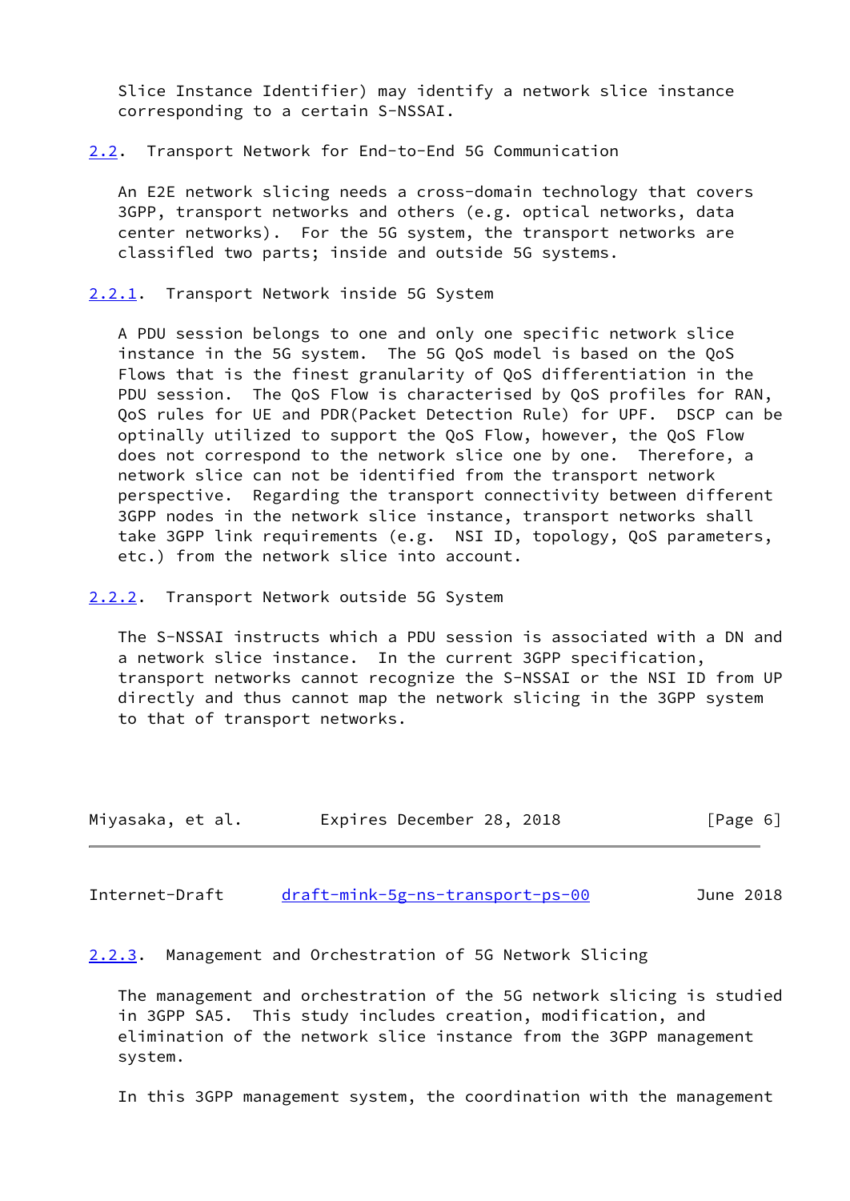Slice Instance Identifier) may identify a network slice instance corresponding to a certain S-NSSAI.

### 2.2. Transport Network for End-to-End 5G Communication

An E2E network slicing needs a cross-domain technology that covers 3GPP, transport networks and others (e.g. optical networks, data center networks). For the 5G system, the transport networks are classified two parts; inside and outside 5G systems.

#### 2.2.1. Transport Network inside 5G System

A PDU session belongs to one and only one specific network slice instance in the 5G system. The 5G QoS model is based on the QoS Flows that is the finest granularity of QoS differentiation in the PDU session. The QoS Flow is characterised by QoS profiles for RAN, QoS rules for UE and PDR(Packet Detection Rule) for UPF. DSCP can be optinally utilized to support the QoS Flow, however, the QoS Flow does not correspond to the network slice one by one. Therefore, a network slice can not be identified from the transport network perspective. Regarding the transport connectivity between different 3GPP nodes in the network slice instance, transport networks shall take 3GPP link requirements (e.g. NSI ID, topology, QoS parameters, etc.) from the network slice into account.

#### 2.2.2. Transport Network outside 5G System

The S-NSSAI instructs which a PDU session is associated with a DN and a network slice instance. In the current 3GPP specification, transport networks cannot recognize the S-NSSAI or the NSI ID from UP directly and thus cannot map the network slicing in the 3GPP system to that of transport networks.

#### 2.2.3. Management and Orchestration of 5G Network Slicing

The management and orchestration of the 5G network slicing is studied in 3GPP SA5. This study includes creation, modification, and elimination of the network slice instance from the 3GPP management system.

In this 3GPP management system, the coordination with the management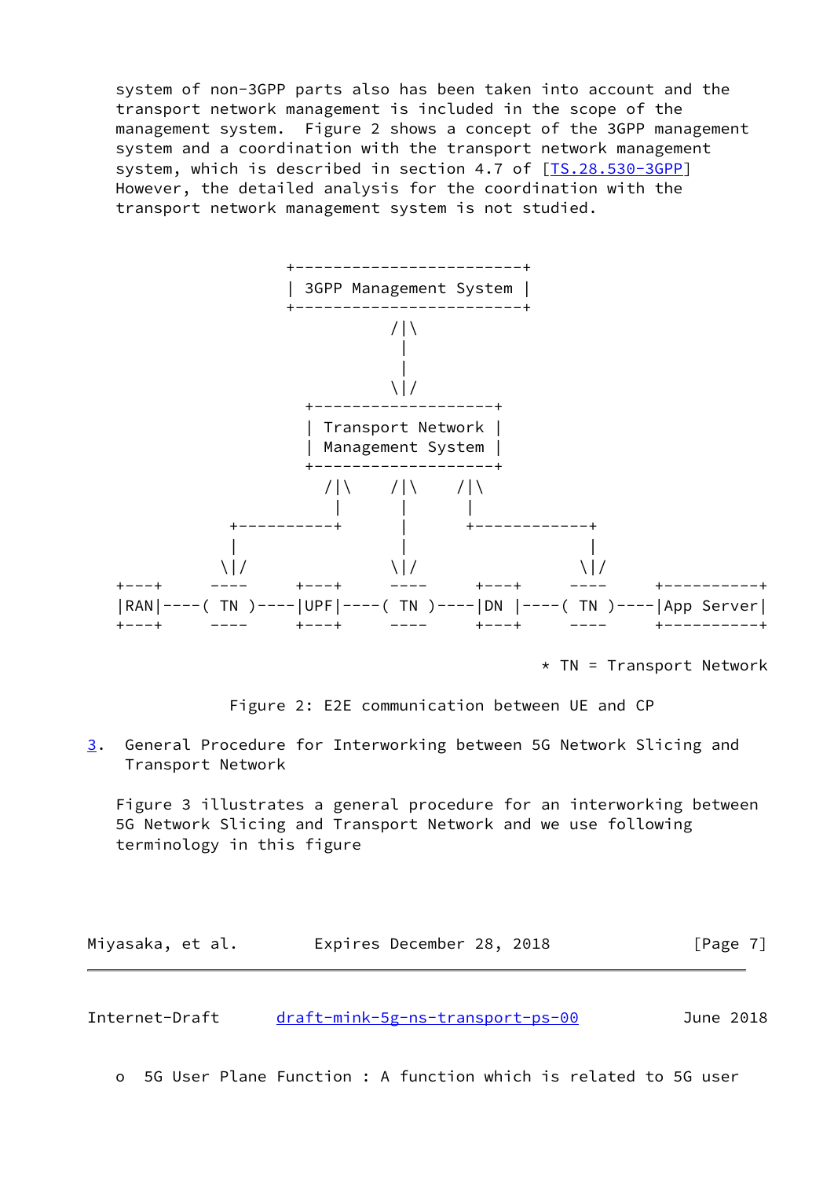system of non-3GPP parts also has been taken into account and the transport network management is included in the scope of the management system. Figure 2 shows a concept of the 3GPP management system and a coordination with the transport network management system, which is described in section 4.7 of [TS.28.530-3GPP] However, the detailed analysis for the coordination with the transport network management system is not studied.

```
                    +-------------------------+
                    | 3GPP Management System |
                    +-------------------------+
                               /|\
                                |
                                |
                               \|/
                      +--------------------+
                      | Transport Network |
                      | Management System |
                      +--------------------+
                        /|\    /|\    /|\
                         |      |      |
              +----------+      |      +-------------+
              |                 |                    |
             \|/               \|/                  \|/
+---+     ----     +---+     ----     +---+     ----     +----------+
|RAN|----( TN )----|UPF|----( TN )----|DN |----( TN )----|App Server|
+---+     ----     +---+     ----     +---+     ----     +----------+

                                               * TN = Transport Network
```

Figure 2: E2E communication between UE and CP

## 3. General Procedure for Interworking between 5G Network Slicing and Transport Network

Figure 3 illustrates a general procedure for an interworking between 5G Network Slicing and Transport Network and we use following terminology in this figure

o 5G User Plane Function : A function which is related to 5G user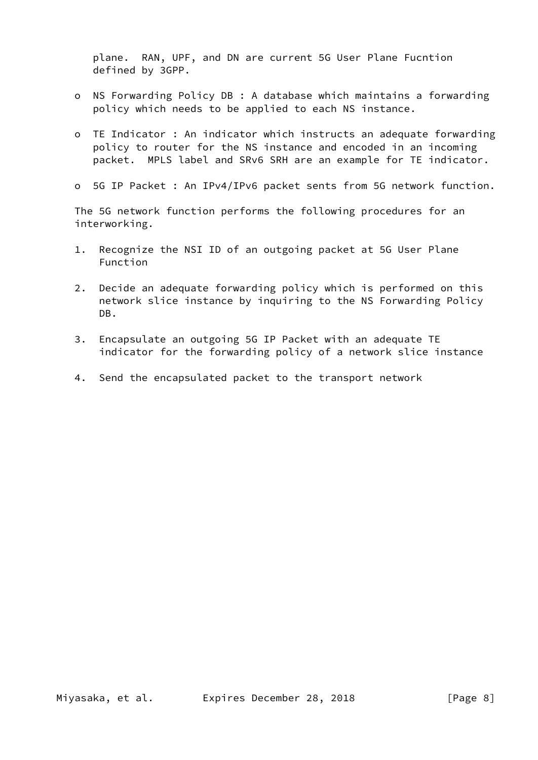plane.  RAN, UPF, and DN are current 5G User Plane Fucntion defined by 3GPP.

- NS Forwarding Policy DB : A database which maintains a forwarding policy which needs to be applied to each NS instance.

- TE Indicator : An indicator which instructs an adequate forwarding policy to router for the NS instance and encoded in an incoming packet.  MPLS label and SRv6 SRH are an example for TE indicator.

- 5G IP Packet : An IPv4/IPv6 packet sents from 5G network function.

The 5G network function performs the following procedures for an interworking.

1. Recognize the NSI ID of an outgoing packet at 5G User Plane Function

2. Decide an adequate forwarding policy which is performed on this network slice instance by inquiring to the NS Forwarding Policy DB.

3. Encapsulate an outgoing 5G IP Packet with an adequate TE indicator for the forwarding policy of a network slice instance

4. Send the encapsulated packet to the transport network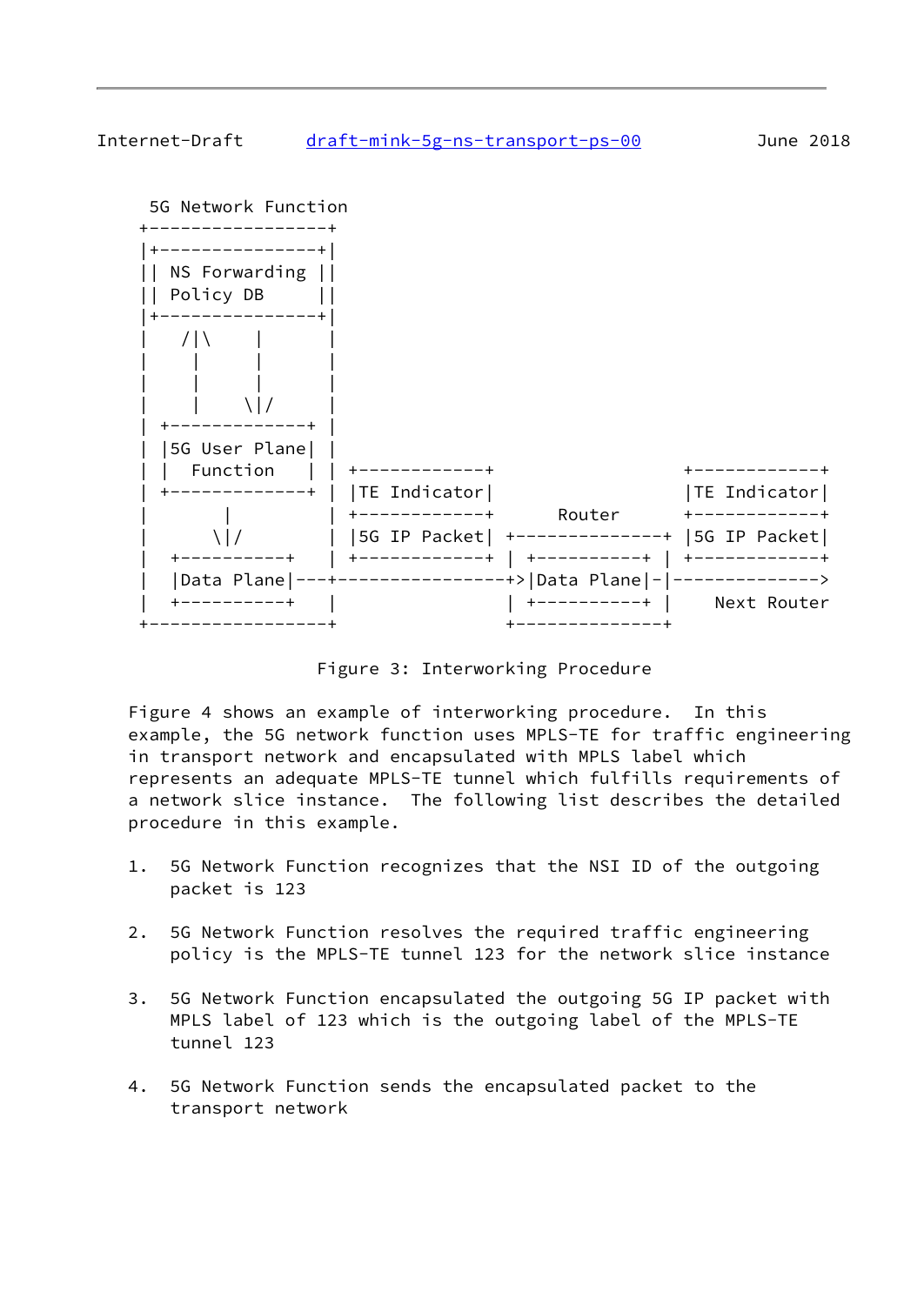```
    5G Network Function
   +------------------+
   |+----------------+|
   || NS Forwarding  ||
   || Policy DB      ||
   |+----------------+|
   |   /|\    |       |
   |    |     |       |
   |    |     |       |
   |    |    \|/      |
   | +-------------+  |
   | |5G User Plane|  |
   | |  Function   |  | +------------+                +------------+
   | +-------------+  | |TE Indicator|                |TE Indicator|
   |        |         | +------------+     Router     +------------+
   |       \|/        | |5G IP Packet| +--------------+ |5G IP Packet|
   |  +----------+    | +------------+ | +----------+ | +------------+
   |  |Data Plane|---+----------------+>|Data Plane|-|-------------->
   |  +----------+    |                | +----------+ |    Next Router
   +------------------+                +--------------+
```

Figure 3: Interworking Procedure

Figure 4 shows an example of interworking procedure. In this example, the 5G network function uses MPLS-TE for traffic engineering in transport network and encapsulated with MPLS label which represents an adequate MPLS-TE tunnel which fulfills requirements of a network slice instance. The following list describes the detailed procedure in this example.

1. 5G Network Function recognizes that the NSI ID of the outgoing packet is 123

2. 5G Network Function resolves the required traffic engineering policy is the MPLS-TE tunnel 123 for the network slice instance

3. 5G Network Function encapsulated the outgoing 5G IP packet with MPLS label of 123 which is the outgoing label of the MPLS-TE tunnel 123

4. 5G Network Function sends the encapsulated packet to the transport network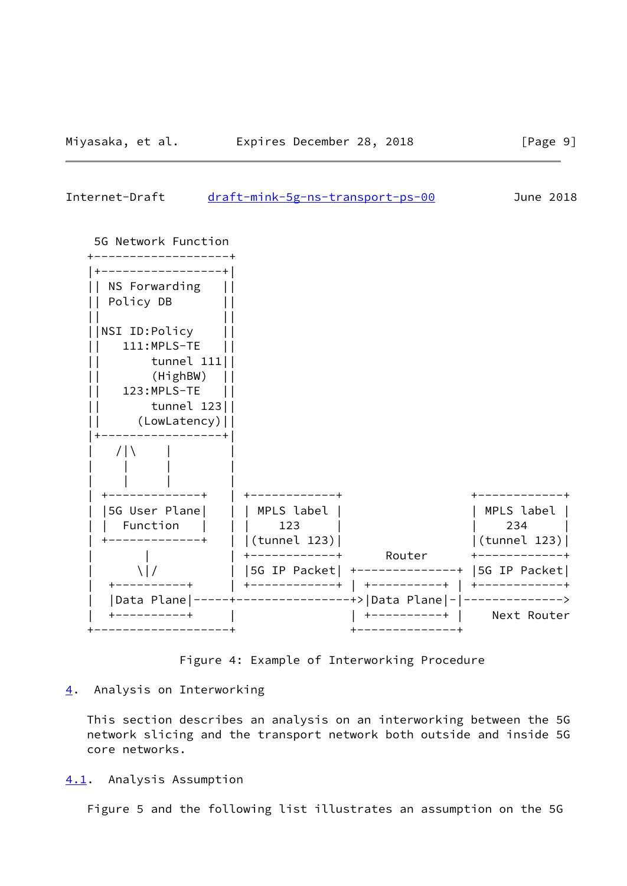```
    5G Network Function
   +--------------------+
   |+------------------+|
   || NS Forwarding    ||
   || Policy DB        ||
   ||                  ||
   ||NSI ID:Policy     ||
   ||   111:MPLS-TE    ||
   ||       tunnel 111||
   ||       (HighBW)  ||
   ||   123:MPLS-TE    ||
   ||       tunnel 123||
   ||     (LowLatency)||
   |+------------------+|
   |   /|\     |        |
   |    |      |        |
   |    |      |        |
   | +-------------+    | +------------+             +------------+
   | |5G User Plane|    | | MPLS label |             | MPLS label |
   | |  Function   |    | |    123     |             |    234     |
   | +-------------+    | |(tunnel 123)|             |(tunnel 123)|
   |       |            | +------------+    Router   +------------+
   |      \|/           | |5G IP Packet| +---------------+ |5G IP Packet|
   |  +-----------+     | +------------+ | +-----------+ | +------------+
   |  |Data Plane|-----+----------------+>|Data Plane|-|-------------->
   |  +-----------+     |                | +-----------+ |   Next Router
   +--------------------+                +---------------+
```

Figure 4: Example of Interworking Procedure

## 4. Analysis on Interworking

This section describes an analysis on an interworking between the 5G network slicing and the transport network both outside and inside 5G core networks.

### 4.1. Analysis Assumption

Figure 5 and the following list illustrates an assumption on the 5G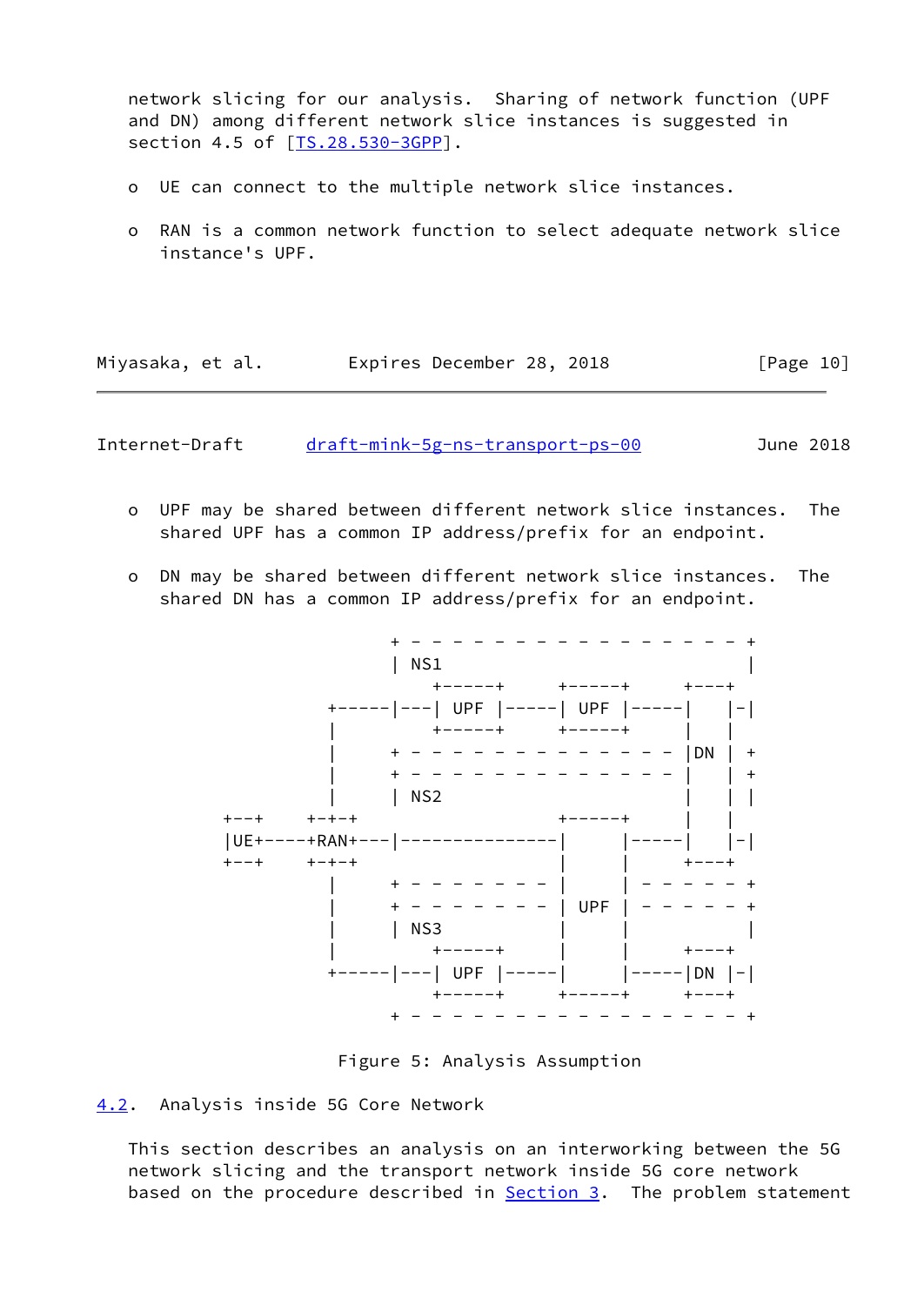network slicing for our analysis. Sharing of network function (UPF and DN) among different network slice instances is suggested in section 4.5 of [TS.28.530-3GPP].

- UE can connect to the multiple network slice instances.
- RAN is a common network function to select adequate network slice instance's UPF.
- UPF may be shared between different network slice instances. The shared UPF has a common IP address/prefix for an endpoint.
- DN may be shared between different network slice instances. The shared DN has a common IP address/prefix for an endpoint.

```
                      + - - - - - - - - - - - - - - - - - +
                      | NS1                               |
                          +-----+     +-----+     +---+
                +-----|---| UPF |-----| UPF |-----|   |-|
                |         +-----+     +-----+     |   |
                |     + - - - - - - - - - - - - - |DN | +
                |     + - - - - - - - - - - - - - |   | +
                |     | NS2                       |   | |
     +--+     +-+-+                 +-----+       |   |
     |UE+-----+RAN+---|---------------|     |-----|   |-|
     +--+     +-+-+                 |     |       +---+
                |     + - - - - - - |     | - - - - - - +
                |     + - - - - - - | UPF | - - - - - - +
                |     | NS3         |     |             |
                |         +-----+   |     |       +---+
                +-----|---| UPF |-----|     |-----|DN |-|
                          +-----+     +-----+     +---+
                      + - - - - - - - - - - - - - - - - - +
```

Figure 5: Analysis Assumption

## 4.2. Analysis inside 5G Core Network

This section describes an analysis on an interworking between the 5G network slicing and the transport network inside 5G core network based on the procedure described in Section 3. The problem statement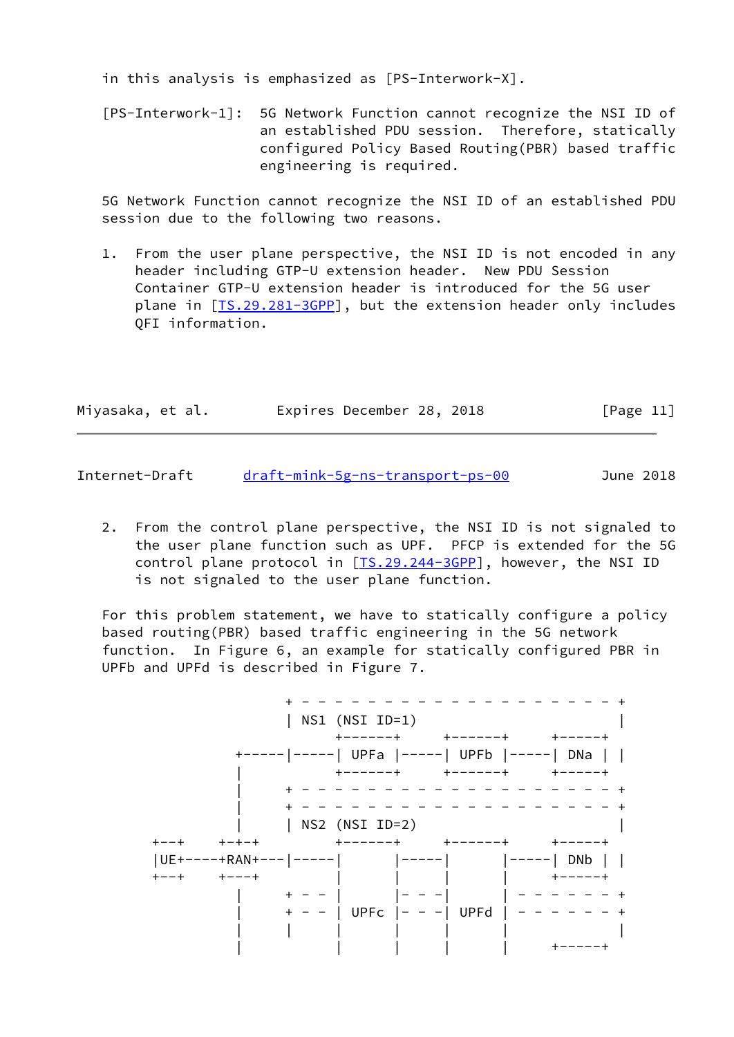in this analysis is emphasized as [PS-Interwork-X].

[PS-Interwork-1]: 5G Network Function cannot recognize the NSI ID of an established PDU session. Therefore, statically configured Policy Based Routing(PBR) based traffic engineering is required.

5G Network Function cannot recognize the NSI ID of an established PDU session due to the following two reasons.

1. From the user plane perspective, the NSI ID is not encoded in any header including GTP-U extension header. New PDU Session Container GTP-U extension header is introduced for the 5G user plane in [TS.29.281-3GPP], but the extension header only includes QFI information.

2. From the control plane perspective, the NSI ID is not signaled to the user plane function such as UPF. PFCP is extended for the 5G control plane protocol in [TS.29.244-3GPP], however, the NSI ID is not signaled to the user plane function.

For this problem statement, we have to statically configure a policy based routing(PBR) based traffic engineering in the 5G network function. In Figure 6, an example for statically configured PBR in UPFb and UPFd is described in Figure 7.

```
                    + - - - - - - - - - - - - - - - - - - - - +
                    | NS1 (NSI ID=1)                          |
                          +-------+     +-------+     +------+
                +-----|-----| UPFa |-----| UPFb |-----| DNa | |
                |           +-------+     +-------+     +------+
                |     + - - - - - - - - - - - - - - - - - - - - +
                |     + - - - - - - - - - - - - - - - - - - - - +
                |     | NS2 (NSI ID=2)                          |
     +--+    +-+-+          +-------+     +-------+     +------+
     |UE+----+RAN+---|-----|       |-----|       |-----| DNb | |
     +--+    +---+          |       |     |       |     +------+
                |     + - - |       |- - -|       | - - - - - - - +
                |     + - - | UPFc |- - -| UPFd | - - - - - - - +
                |     |     |       |     |       |               |
                |           |       |     |       |     +------+
```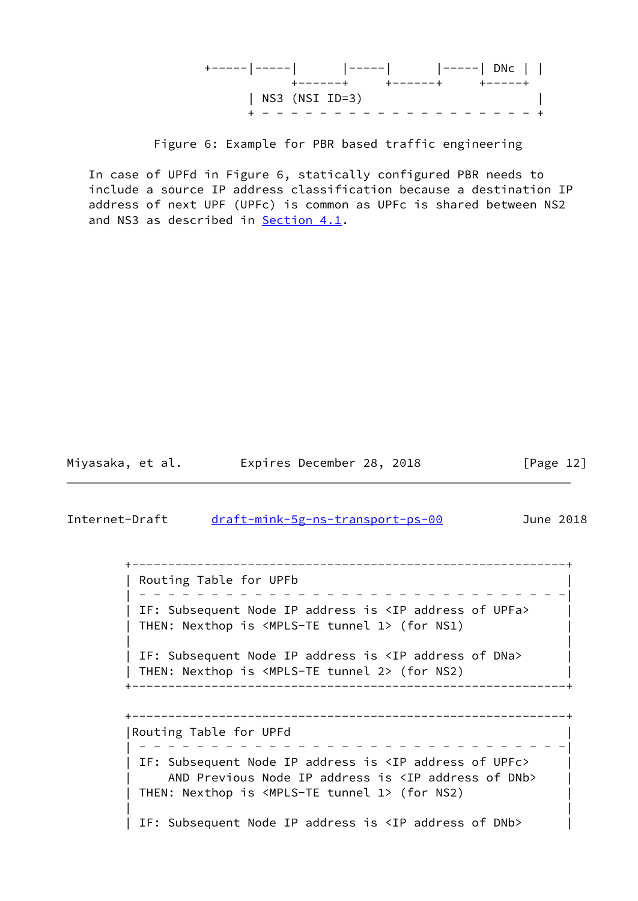```
         +-----|-----|       |-----|       |-----| DNc |  |
                     +-------+     +-------+     +------+
               | NS3 (NSI ID=3)                            |
               + - - - - - - - - - - - - - - - - - - - - - +
```

Figure 6: Example for PBR based traffic engineering

In case of UPFd in Figure 6, statically configured PBR needs to include a source IP address classification because a destination IP address of next UPF (UPFc) is common as UPFc is shared between NS2 and NS3 as described in Section 4.1.

```
 +-----------------------------------------------------------+
 | Routing Table for UPFb                                    |
 | - - - - - - - - - - - - - - - - - - - - - - - - - - - - - -|
 | IF: Subsequent Node IP address is <IP address of UPFa>    |
 | THEN: Nexthop is <MPLS-TE tunnel 1> (for NS1)             |
 |                                                           |
 | IF: Subsequent Node IP address is <IP address of DNa>     |
 | THEN: Nexthop is <MPLS-TE tunnel 2> (for NS2)             |
 +-----------------------------------------------------------+

 +-----------------------------------------------------------+
 |Routing Table for UPFd                                     |
 | - - - - - - - - - - - - - - - - - - - - - - - - - - - - - -|
 | IF: Subsequent Node IP address is <IP address of UPFc>    |
 |     AND Previous Node IP address is <IP address of DNb>   |
 | THEN: Nexthop is <MPLS-TE tunnel 1> (for NS2)             |
 |                                                           |
 | IF: Subsequent Node IP address is <IP address of DNb>     |
```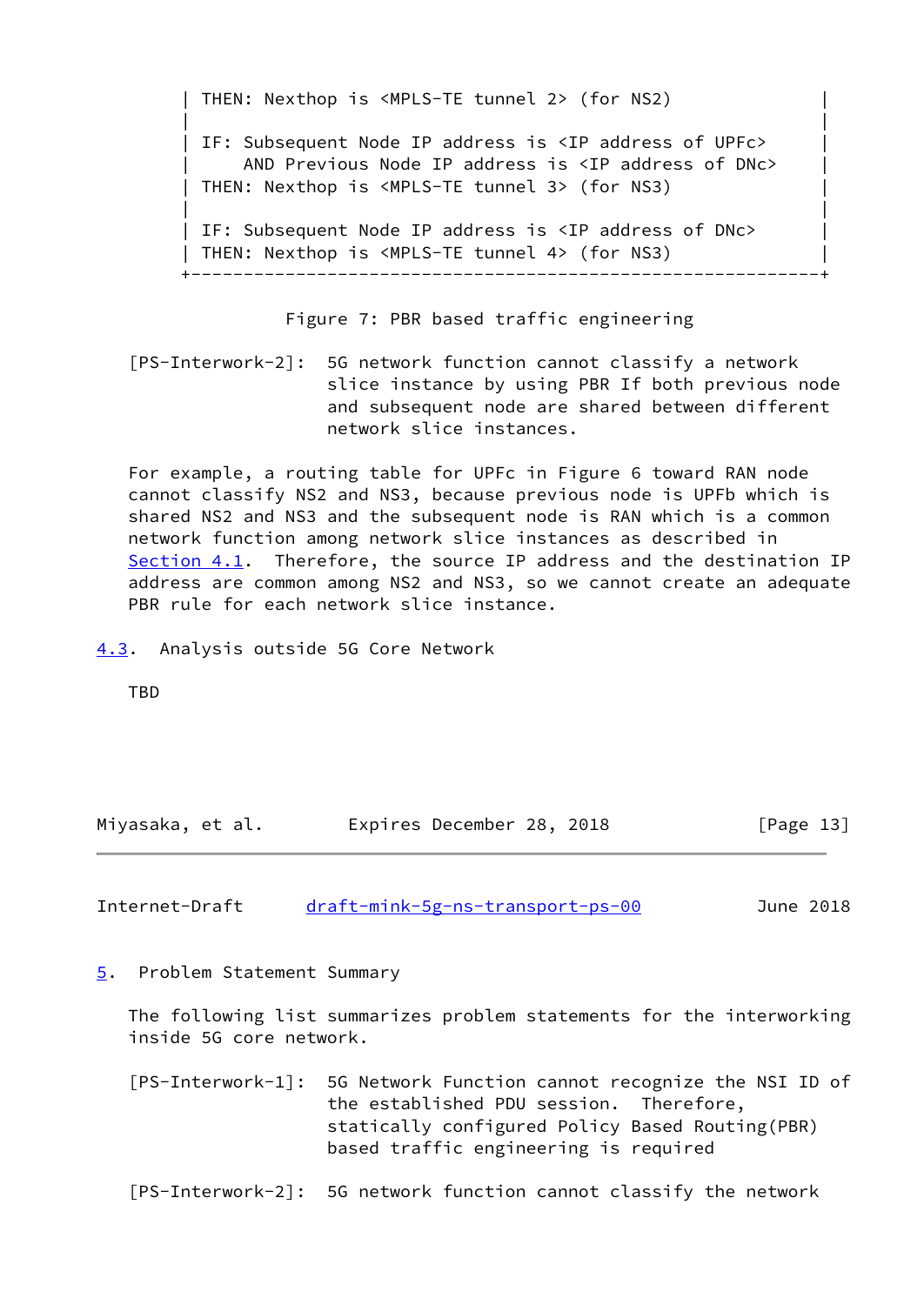```
| THEN: Nexthop is <MPLS-TE tunnel 2> (for NS2)                |
|                                                              |
| IF: Subsequent Node IP address is <IP address of UPFc>       |
|     AND Previous Node IP address is <IP address of DNc>      |
| THEN: Nexthop is <MPLS-TE tunnel 3> (for NS3)                |
|                                                              |
| IF: Subsequent Node IP address is <IP address of DNc>        |
| THEN: Nexthop is <MPLS-TE tunnel 4> (for NS3)                |
+--------------------------------------------------------------+
```

Figure 7: PBR based traffic engineering

[PS-Interwork-2]: 5G network function cannot classify a network slice instance by using PBR If both previous node and subsequent node are shared between different network slice instances.

For example, a routing table for UPFc in Figure 6 toward RAN node cannot classify NS2 and NS3, because previous node is UPFb which is shared NS2 and NS3 and the subsequent node is RAN which is a common network function among network slice instances as described in Section 4.1. Therefore, the source IP address and the destination IP address are common among NS2 and NS3, so we cannot create an adequate PBR rule for each network slice instance.

## 4.3. Analysis outside 5G Core Network

TBD

# 5. Problem Statement Summary

The following list summarizes problem statements for the interworking inside 5G core network.

[PS-Interwork-1]: 5G Network Function cannot recognize the NSI ID of the established PDU session. Therefore, statically configured Policy Based Routing(PBR) based traffic engineering is required

[PS-Interwork-2]: 5G network function cannot classify the network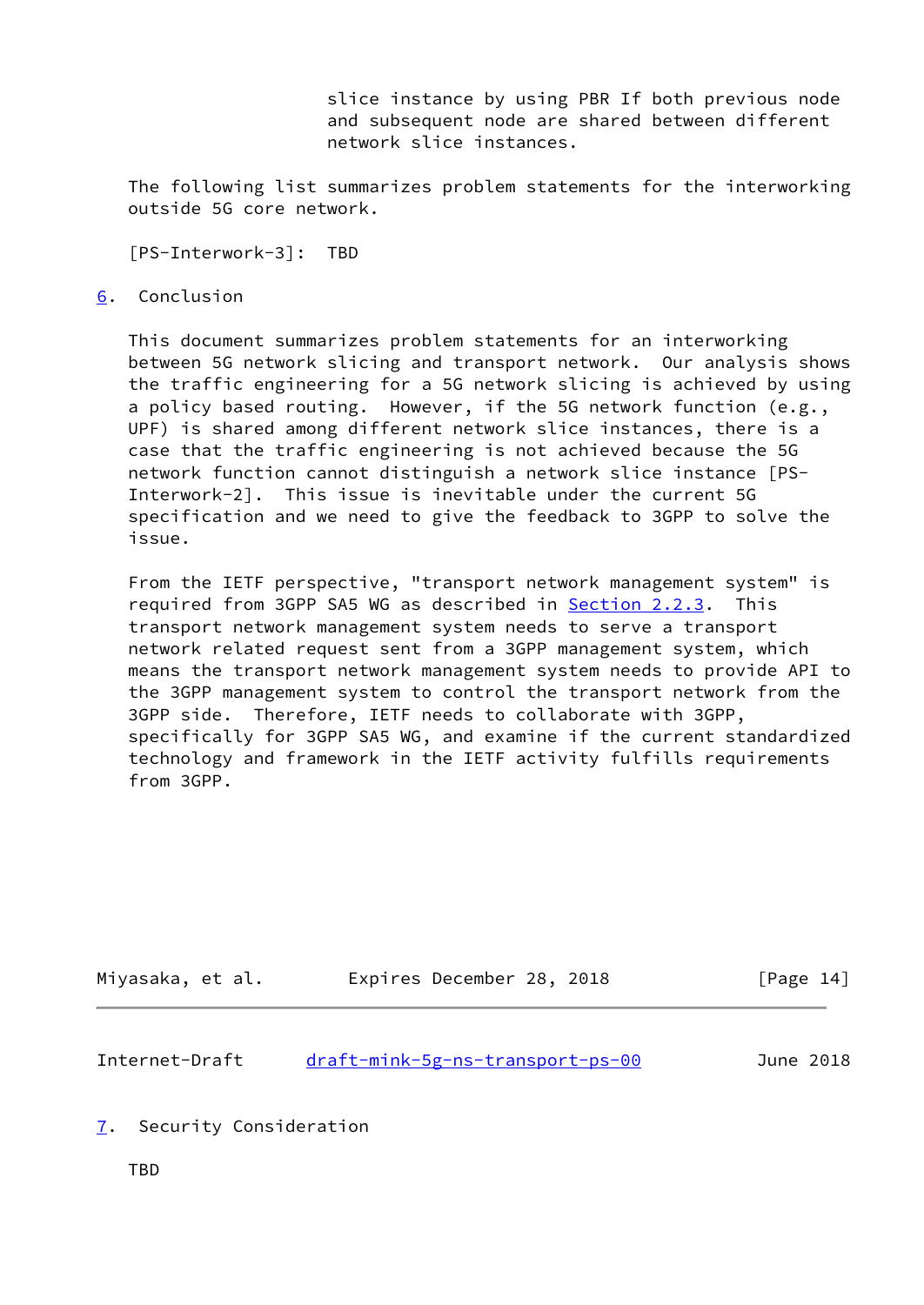slice instance by using PBR If both previous node and subsequent node are shared between different network slice instances.

The following list summarizes problem statements for the interworking outside 5G core network.

[PS-Interwork-3]: TBD

## 6. Conclusion

This document summarizes problem statements for an interworking between 5G network slicing and transport network. Our analysis shows the traffic engineering for a 5G network slicing is achieved by using a policy based routing. However, if the 5G network function (e.g., UPF) is shared among different network slice instances, there is a case that the traffic engineering is not achieved because the 5G network function cannot distinguish a network slice instance [PS-Interwork-2]. This issue is inevitable under the current 5G specification and we need to give the feedback to 3GPP to solve the issue.

From the IETF perspective, "transport network management system" is required from 3GPP SA5 WG as described in Section 2.2.3. This transport network management system needs to serve a transport network related request sent from a 3GPP management system, which means the transport network management system needs to provide API to the 3GPP management system to control the transport network from the 3GPP side. Therefore, IETF needs to collaborate with 3GPP, specifically for 3GPP SA5 WG, and examine if the current standardized technology and framework in the IETF activity fulfills requirements from 3GPP.

## 7. Security Consideration

TBD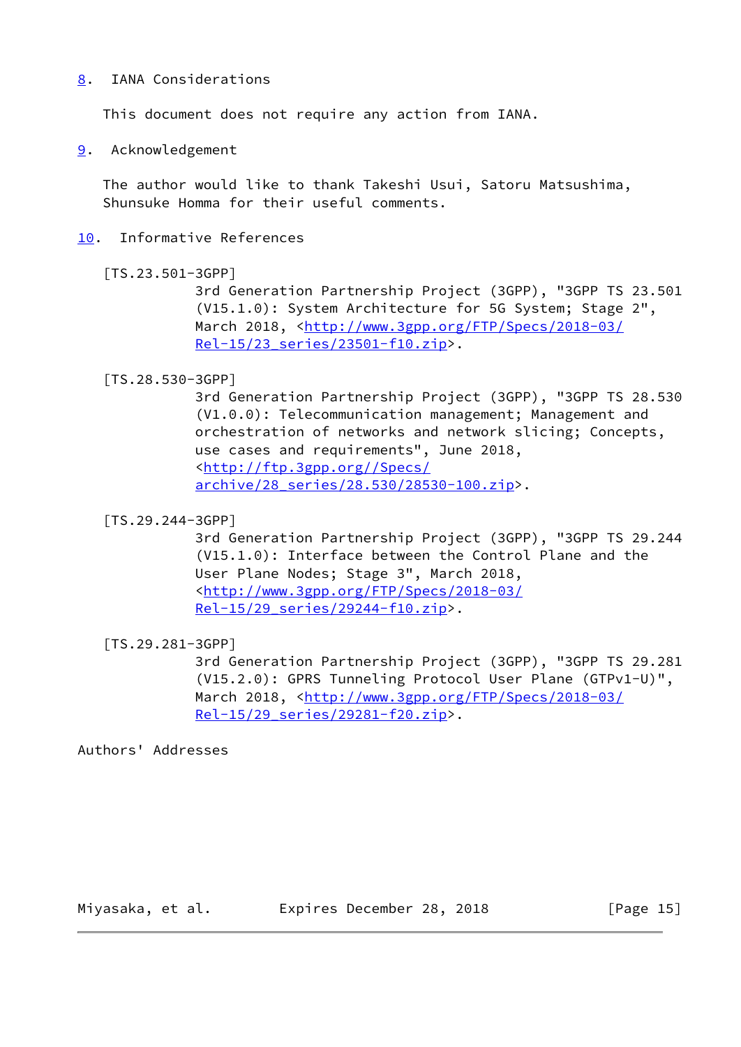## 8. IANA Considerations

This document does not require any action from IANA.

## 9. Acknowledgement

The author would like to thank Takeshi Usui, Satoru Matsushima, Shunsuke Homma for their useful comments.

## 10. Informative References

[TS.23.501-3GPP]
3rd Generation Partnership Project (3GPP), "3GPP TS 23.501 (V15.1.0): System Architecture for 5G System; Stage 2", March 2018, <http://www.3gpp.org/FTP/Specs/2018-03/Rel-15/23_series/23501-f10.zip>.

[TS.28.530-3GPP]
3rd Generation Partnership Project (3GPP), "3GPP TS 28.530 (V1.0.0): Telecommunication management; Management and orchestration of networks and network slicing; Concepts, use cases and requirements", June 2018, <http://ftp.3gpp.org//Specs/archive/28_series/28.530/28530-100.zip>.

[TS.29.244-3GPP]
3rd Generation Partnership Project (3GPP), "3GPP TS 29.244 (V15.1.0): Interface between the Control Plane and the User Plane Nodes; Stage 3", March 2018, <http://www.3gpp.org/FTP/Specs/2018-03/Rel-15/29_series/29244-f10.zip>.

[TS.29.281-3GPP]
3rd Generation Partnership Project (3GPP), "3GPP TS 29.281 (V15.2.0): GPRS Tunneling Protocol User Plane (GTPv1-U)", March 2018, <http://www.3gpp.org/FTP/Specs/2018-03/Rel-15/29_series/29281-f20.zip>.

## Authors' Addresses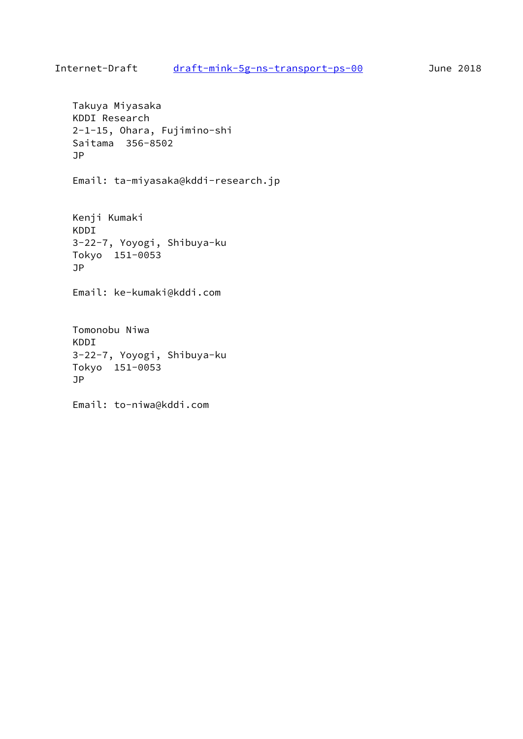Takuya Miyasaka
KDDI Research
2-1-15, Ohara, Fujimino-shi
Saitama  356-8502
JP

Email: ta-miyasaka@kddi-research.jp

Kenji Kumaki
KDDI
3-22-7, Yoyogi, Shibuya-ku
Tokyo  151-0053
JP

Email: ke-kumaki@kddi.com

Tomonobu Niwa
KDDI
3-22-7, Yoyogi, Shibuya-ku
Tokyo  151-0053
JP

Email: to-niwa@kddi.com